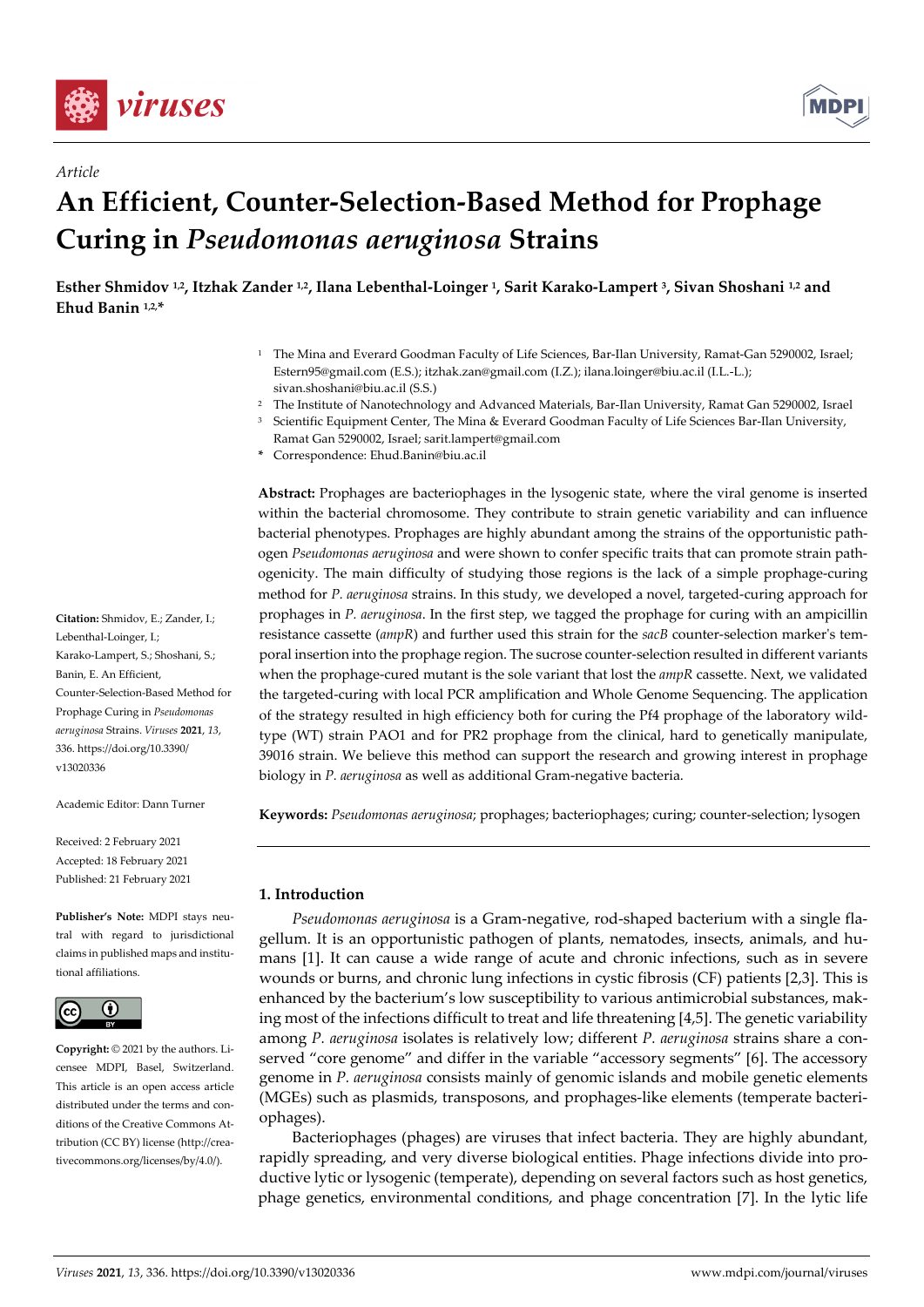Article

# An Efficient, Counter-Selection-Based Method for Prophage Curing in *Pseudomonas aeruginosa* Strains

**Esther Shmidov [1,2], Itzhak Zander [1,2], Ilana Lebenthal-Loinger [1], Sarit Karako-Lampert [3], Sivan Shoshani [1,2] and Ehud Banin [1,2,*]**

[1] The Mina and Everard Goodman Faculty of Life Sciences, Bar-Ilan University, Ramat-Gan 5290002, Israel; Estern95@gmail.com (E.S.); itzhak.zan@gmail.com (I.Z.); ilana.loinger@biu.ac.il (I.L.-L.); sivan.shoshani@biu.ac.il (S.S.)

[2] The Institute of Nanotechnology and Advanced Materials, Bar-Ilan University, Ramat Gan 5290002, Israel

[3] Scientific Equipment Center, The Mina & Everard Goodman Faculty of Life Sciences Bar-Ilan University, Ramat Gan 5290002, Israel; sarit.lampert@gmail.com

\* Correspondence: Ehud.Banin@biu.ac.il

**Abstract:** Prophages are bacteriophages in the lysogenic state, where the viral genome is inserted within the bacterial chromosome. They contribute to strain genetic variability and can influence bacterial phenotypes. Prophages are highly abundant among the strains of the opportunistic pathogen *Pseudomonas aeruginosa* and were shown to confer specific traits that can promote strain pathogenicity. The main difficulty of studying those regions is the lack of a simple prophage-curing method for *P. aeruginosa* strains. In this study, we developed a novel, targeted-curing approach for prophages in *P. aeruginosa*. In the first step, we tagged the prophage for curing with an ampicillin resistance cassette (*ampR*) and further used this strain for the *sacB* counter-selection marker's temporal insertion into the prophage region. The sucrose counter-selection resulted in different variants when the prophage-cured mutant is the sole variant that lost the *ampR* cassette. Next, we validated the targeted-curing with local PCR amplification and Whole Genome Sequencing. The application of the strategy resulted in high efficiency both for curing the Pf4 prophage of the laboratory wild-type (WT) strain PAO1 and for PR2 prophage from the clinical, hard to genetically manipulate, 39016 strain. We believe this method can support the research and growing interest in prophage biology in *P. aeruginosa* as well as additional Gram-negative bacteria.

**Keywords:** *Pseudomonas aeruginosa*; prophages; bacteriophages; curing; counter-selection; lysogen

**Citation:** Shmidov, E.; Zander, I.; Lebenthal-Loinger, I.; Karako-Lampert, S.; Shoshani, S.; Banin, E. An Efficient, Counter-Selection-Based Method for Prophage Curing in *Pseudomonas aeruginosa* Strains. *Viruses* **2021**, *13*, 336. https://doi.org/10.3390/v13020336

Academic Editor: Dann Turner

Received: 2 February 2021
Accepted: 18 February 2021
Published: 21 February 2021

**Publisher's Note:** MDPI stays neutral with regard to jurisdictional claims in published maps and institutional affiliations.

**Copyright:** © 2021 by the authors. Licensee MDPI, Basel, Switzerland. This article is an open access article distributed under the terms and conditions of the Creative Commons Attribution (CC BY) license (http://creativecommons.org/licenses/by/4.0/).

## 1. Introduction

*Pseudomonas aeruginosa* is a Gram-negative, rod-shaped bacterium with a single flagellum. It is an opportunistic pathogen of plants, nematodes, insects, animals, and humans [1]. It can cause a wide range of acute and chronic infections, such as in severe wounds or burns, and chronic lung infections in cystic fibrosis (CF) patients [2,3]. This is enhanced by the bacterium's low susceptibility to various antimicrobial substances, making most of the infections difficult to treat and life threatening [4,5]. The genetic variability among *P. aeruginosa* isolates is relatively low; different *P. aeruginosa* strains share a conserved "core genome" and differ in the variable "accessory segments" [6]. The accessory genome in *P. aeruginosa* consists mainly of genomic islands and mobile genetic elements (MGEs) such as plasmids, transposons, and prophages-like elements (temperate bacteriophages).

Bacteriophages (phages) are viruses that infect bacteria. They are highly abundant, rapidly spreading, and very diverse biological entities. Phage infections divide into productive lytic or lysogenic (temperate), depending on several factors such as host genetics, phage genetics, environmental conditions, and phage concentration [7]. In the lytic life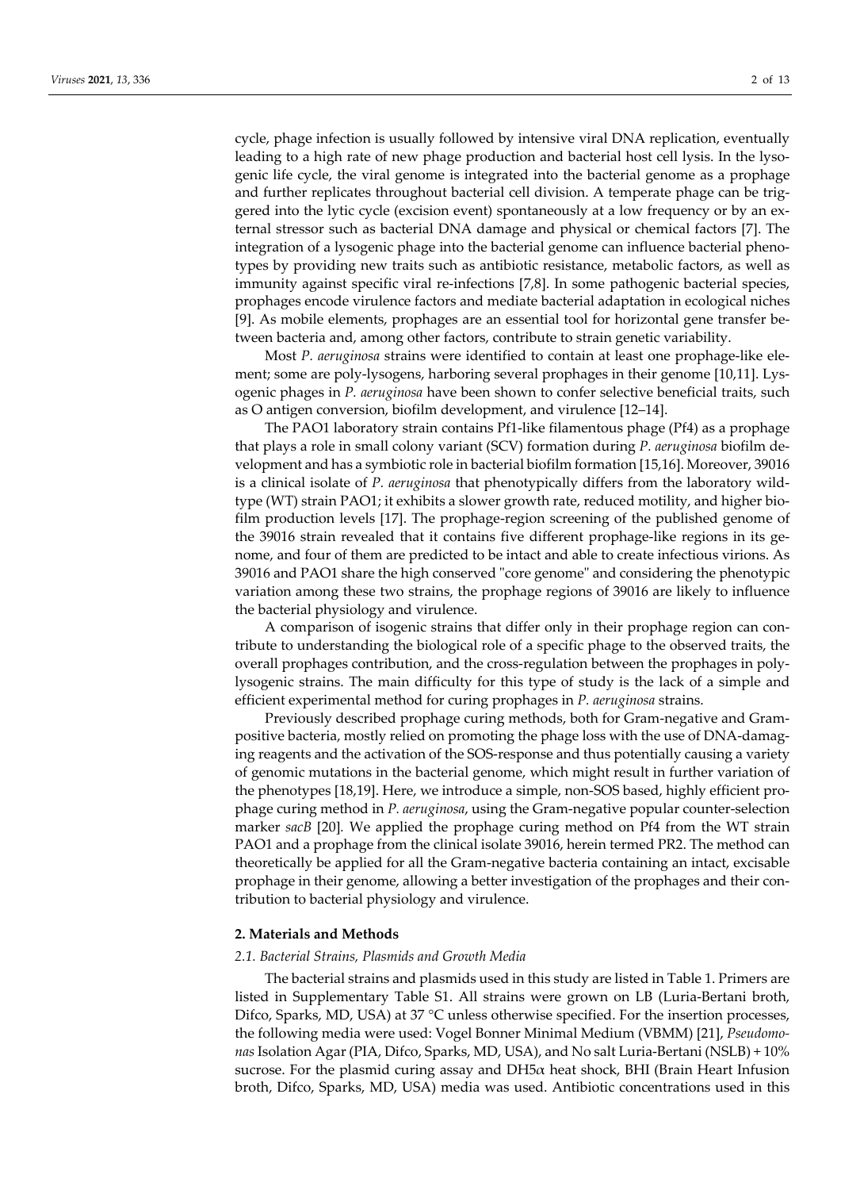cycle, phage infection is usually followed by intensive viral DNA replication, eventually leading to a high rate of new phage production and bacterial host cell lysis. In the lysogenic life cycle, the viral genome is integrated into the bacterial genome as a prophage and further replicates throughout bacterial cell division. A temperate phage can be triggered into the lytic cycle (excision event) spontaneously at a low frequency or by an external stressor such as bacterial DNA damage and physical or chemical factors [7]. The integration of a lysogenic phage into the bacterial genome can influence bacterial phenotypes by providing new traits such as antibiotic resistance, metabolic factors, as well as immunity against specific viral re-infections [7,8]. In some pathogenic bacterial species, prophages encode virulence factors and mediate bacterial adaptation in ecological niches [9]. As mobile elements, prophages are an essential tool for horizontal gene transfer between bacteria and, among other factors, contribute to strain genetic variability.

Most *P. aeruginosa* strains were identified to contain at least one prophage-like element; some are poly-lysogens, harboring several prophages in their genome [10,11]. Lysogenic phages in *P. aeruginosa* have been shown to confer selective beneficial traits, such as O antigen conversion, biofilm development, and virulence [12–14].

The PAO1 laboratory strain contains Pf1-like filamentous phage (Pf4) as a prophage that plays a role in small colony variant (SCV) formation during *P. aeruginosa* biofilm development and has a symbiotic role in bacterial biofilm formation [15,16]. Moreover, 39016 is a clinical isolate of *P. aeruginosa* that phenotypically differs from the laboratory wild-type (WT) strain PAO1; it exhibits a slower growth rate, reduced motility, and higher biofilm production levels [17]. The prophage-region screening of the published genome of the 39016 strain revealed that it contains five different prophage-like regions in its genome, and four of them are predicted to be intact and able to create infectious virions. As 39016 and PAO1 share the high conserved "core genome" and considering the phenotypic variation among these two strains, the prophage regions of 39016 are likely to influence the bacterial physiology and virulence.

A comparison of isogenic strains that differ only in their prophage region can contribute to understanding the biological role of a specific phage to the observed traits, the overall prophages contribution, and the cross-regulation between the prophages in poly-lysogenic strains. The main difficulty for this type of study is the lack of a simple and efficient experimental method for curing prophages in *P. aeruginosa* strains.

Previously described prophage curing methods, both for Gram-negative and Gram-positive bacteria, mostly relied on promoting the phage loss with the use of DNA-damaging reagents and the activation of the SOS-response and thus potentially causing a variety of genomic mutations in the bacterial genome, which might result in further variation of the phenotypes [18,19]. Here, we introduce a simple, non-SOS based, highly efficient prophage curing method in *P. aeruginosa*, using the Gram-negative popular counter-selection marker *sacB* [20]. We applied the prophage curing method on Pf4 from the WT strain PAO1 and a prophage from the clinical isolate 39016, herein termed PR2. The method can theoretically be applied for all the Gram-negative bacteria containing an intact, excisable prophage in their genome, allowing a better investigation of the prophages and their contribution to bacterial physiology and virulence.

## 2. Materials and Methods

### 2.1. Bacterial Strains, Plasmids and Growth Media

The bacterial strains and plasmids used in this study are listed in Table 1. Primers are listed in Supplementary Table S1. All strains were grown on LB (Luria-Bertani broth, Difco, Sparks, MD, USA) at 37 °C unless otherwise specified. For the insertion processes, the following media were used: Vogel Bonner Minimal Medium (VBMM) [21], *Pseudomonas* Isolation Agar (PIA, Difco, Sparks, MD, USA), and No salt Luria-Bertani (NSLB) + 10% sucrose. For the plasmid curing assay and DH5$\alpha$ heat shock, BHI (Brain Heart Infusion broth, Difco, Sparks, MD, USA) media was used. Antibiotic concentrations used in this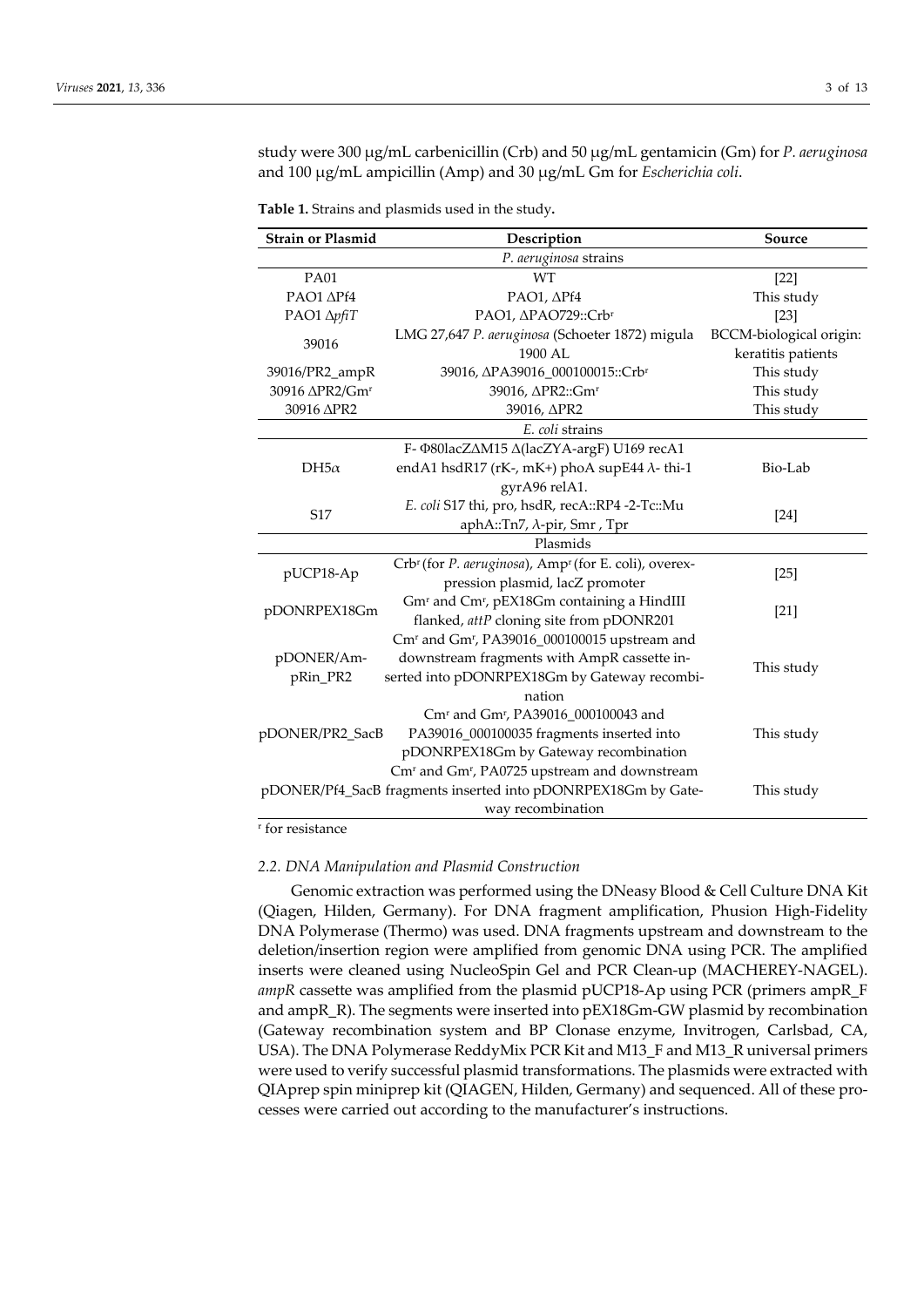study were 300 μg/mL carbenicillin (Crb) and 50 μg/mL gentamicin (Gm) for *P. aeruginosa* and 100 μg/mL ampicillin (Amp) and 30 μg/mL Gm for *Escherichia coli*.

**Table 1.** Strains and plasmids used in the study**.**

| Strain or Plasmid | Description | Source |
|---|---|---|
| | *P. aeruginosa* strains | |
| PA01 | WT | [22] |
| PAO1 ΔPf4 | PAO1, ΔPf4 | This study |
| PAO1 Δ*pfiT* | PAO1, ΔPAO729::Crb$^r$ | [23] |
| 39016 | LMG 27,647 *P. aeruginosa* (Schoeter 1872) migula 1900 AL | BCCM-biological origin: keratitis patients |
| 39016/PR2_ampR | 39016, ΔPA39016_000100015::Crb$^r$ | This study |
| 30916 ΔPR2/Gm$^r$ | 39016, ΔPR2::Gm$^r$ | This study |
| 30916 ΔPR2 | 39016, ΔPR2 | This study |
| | *E. coli* strains | |
| DH5α | F- Φ80lacZΔM15 Δ(lacZYA-argF) U169 recA1 endA1 hsdR17 (rK-, mK+) phoA supE44 λ- thi-1 gyrA96 relA1. | Bio-Lab |
| S17 | *E. coli* S17 thi, pro, hsdR, recA::RP4 -2-Tc::Mu aphA::Tn7, λ-pir, Smr , Tpr | [24] |
| | Plasmids | |
| pUCP18-Ap | Crb$^r$ (for *P. aeruginosa*), Amp$^r$ (for E. coli), overexpression plasmid, lacZ promoter | [25] |
| pDONRPEX18Gm | Gm$^r$ and Cm$^r$, pEX18Gm containing a HindIII flanked, *attP* cloning site from pDONR201 | [21] |
| pDONER/AmpRin_PR2 | Cm$^r$ and Gm$^r$, PA39016_000100015 upstream and downstream fragments with AmpR cassette inserted into pDONRPEX18Gm by Gateway recombination | This study |
| pDONER/PR2_SacB | Cm$^r$ and Gm$^r$, PA39016_000100043 and PA39016_000100035 fragments inserted into pDONRPEX18Gm by Gateway recombination | This study |
| pDONER/Pf4_SacB | Cm$^r$ and Gm$^r$, PA0725 upstream and downstream fragments inserted into pDONRPEX18Gm by Gateway recombination | This study |

$^r$ for resistance

### 2.2. DNA Manipulation and Plasmid Construction

Genomic extraction was performed using the DNeasy Blood & Cell Culture DNA Kit (Qiagen, Hilden, Germany). For DNA fragment amplification, Phusion High-Fidelity DNA Polymerase (Thermo) was used. DNA fragments upstream and downstream to the deletion/insertion region were amplified from genomic DNA using PCR. The amplified inserts were cleaned using NucleoSpin Gel and PCR Clean-up (MACHEREY-NAGEL). *ampR* cassette was amplified from the plasmid pUCP18-Ap using PCR (primers ampR_F and ampR_R). The segments were inserted into pEX18Gm-GW plasmid by recombination (Gateway recombination system and BP Clonase enzyme, Invitrogen, Carlsbad, CA, USA). The DNA Polymerase ReddyMix PCR Kit and M13_F and M13_R universal primers were used to verify successful plasmid transformations. The plasmids were extracted with QIAprep spin miniprep kit (QIAGEN, Hilden, Germany) and sequenced. All of these processes were carried out according to the manufacturer's instructions.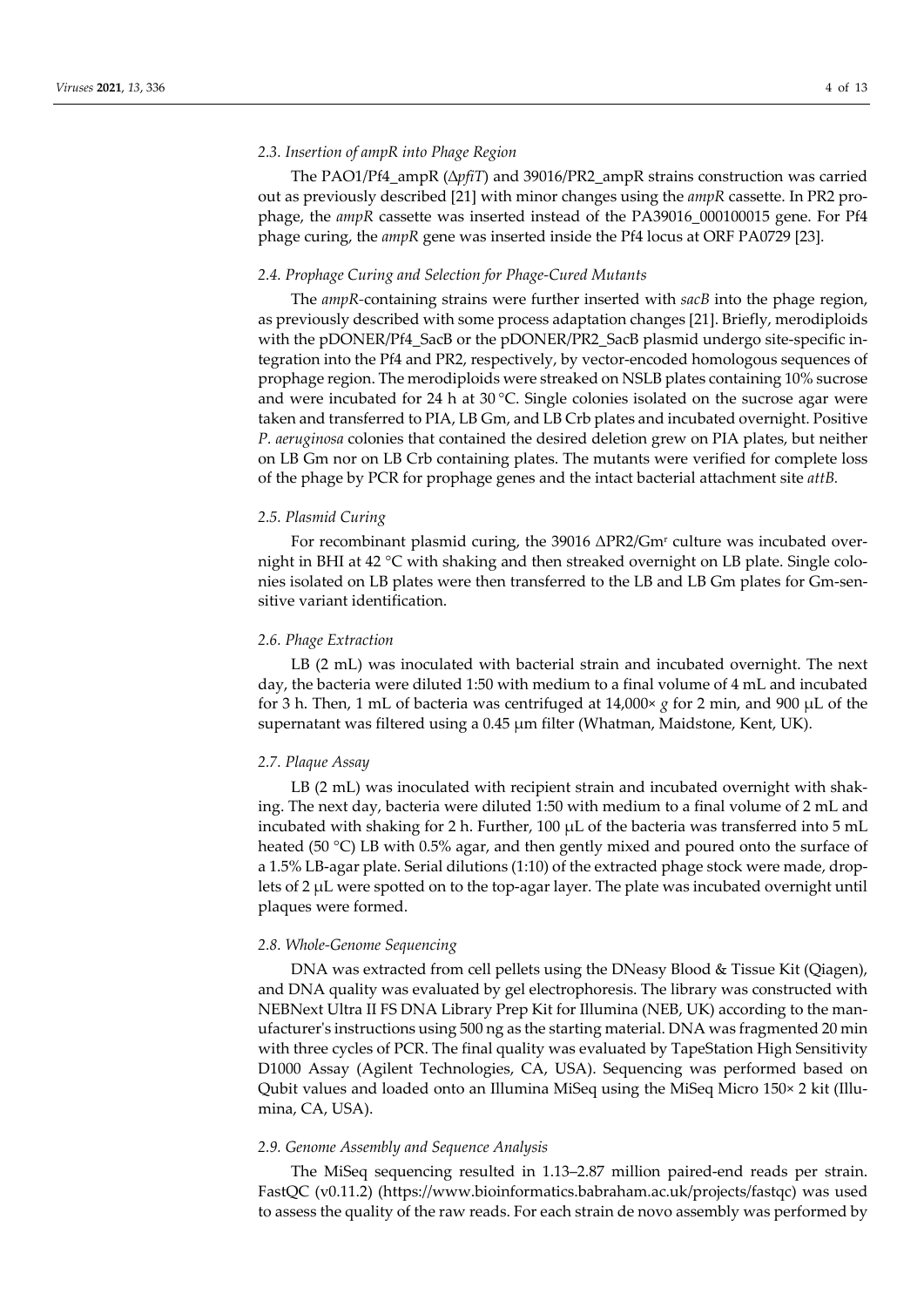### 2.3. Insertion of ampR into Phage Region

The PAO1/Pf4_ampR (Δ*pfiT*) and 39016/PR2_ampR strains construction was carried out as previously described [21] with minor changes using the *ampR* cassette. In PR2 prophage, the *ampR* cassette was inserted instead of the PA39016_000100015 gene. For Pf4 phage curing, the *ampR* gene was inserted inside the Pf4 locus at ORF PA0729 [23].

### 2.4. Prophage Curing and Selection for Phage-Cured Mutants

The *ampR*-containing strains were further inserted with *sacB* into the phage region, as previously described with some process adaptation changes [21]. Briefly, merodiploids with the pDONER/Pf4_SacB or the pDONER/PR2_SacB plasmid undergo site-specific integration into the Pf4 and PR2, respectively, by vector-encoded homologous sequences of prophage region. The merodiploids were streaked on NSLB plates containing 10% sucrose and were incubated for 24 h at 30 °C. Single colonies isolated on the sucrose agar were taken and transferred to PIA, LB Gm, and LB Crb plates and incubated overnight. Positive *P. aeruginosa* colonies that contained the desired deletion grew on PIA plates, but neither on LB Gm nor on LB Crb containing plates. The mutants were verified for complete loss of the phage by PCR for prophage genes and the intact bacterial attachment site *attB.*

### 2.5. Plasmid Curing

For recombinant plasmid curing, the 39016 ΔPR2/Gm$^r$ culture was incubated overnight in BHI at 42 °C with shaking and then streaked overnight on LB plate. Single colonies isolated on LB plates were then transferred to the LB and LB Gm plates for Gm-sensitive variant identification.

### 2.6. Phage Extraction

LB (2 mL) was inoculated with bacterial strain and incubated overnight. The next day, the bacteria were diluted 1:50 with medium to a final volume of 4 mL and incubated for 3 h. Then, 1 mL of bacteria was centrifuged at 14,000× *g* for 2 min, and 900 μL of the supernatant was filtered using a 0.45 μm filter (Whatman, Maidstone, Kent, UK).

### 2.7. Plaque Assay

LB (2 mL) was inoculated with recipient strain and incubated overnight with shaking. The next day, bacteria were diluted 1:50 with medium to a final volume of 2 mL and incubated with shaking for 2 h. Further, 100 μL of the bacteria was transferred into 5 mL heated (50 °C) LB with 0.5% agar, and then gently mixed and poured onto the surface of a 1.5% LB-agar plate. Serial dilutions (1:10) of the extracted phage stock were made, droplets of 2 μL were spotted on to the top-agar layer. The plate was incubated overnight until plaques were formed.

### 2.8. Whole-Genome Sequencing

DNA was extracted from cell pellets using the DNeasy Blood & Tissue Kit (Qiagen), and DNA quality was evaluated by gel electrophoresis. The library was constructed with NEBNext Ultra II FS DNA Library Prep Kit for Illumina (NEB, UK) according to the manufacturer's instructions using 500 ng as the starting material. DNA was fragmented 20 min with three cycles of PCR. The final quality was evaluated by TapeStation High Sensitivity D1000 Assay (Agilent Technologies, CA, USA). Sequencing was performed based on Qubit values and loaded onto an Illumina MiSeq using the MiSeq Micro 150× 2 kit (Illumina, CA, USA).

### 2.9. Genome Assembly and Sequence Analysis

The MiSeq sequencing resulted in 1.13–2.87 million paired-end reads per strain. FastQC (v0.11.2) (https://www.bioinformatics.babraham.ac.uk/projects/fastqc) was used to assess the quality of the raw reads. For each strain de novo assembly was performed by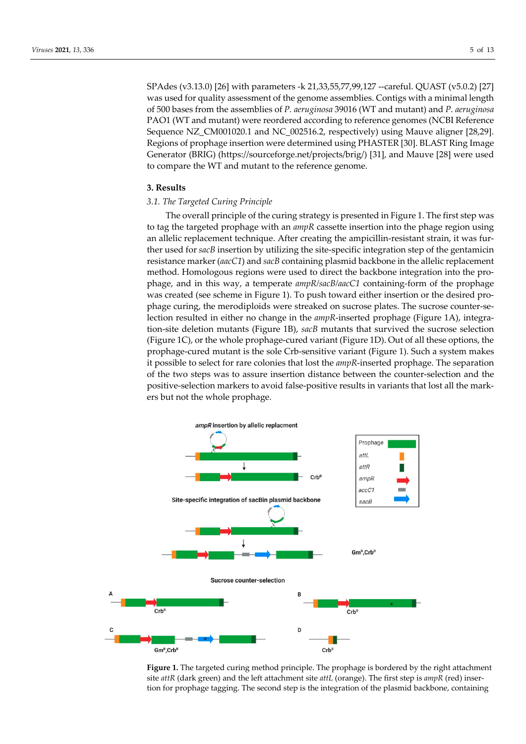SPAdes (v3.13.0) [26] with parameters -k 21,33,55,77,99,127 --careful. QUAST (v5.0.2) [27] was used for quality assessment of the genome assemblies. Contigs with a minimal length of 500 bases from the assemblies of *P. aeruginosa* 39016 (WT and mutant) and *P. aeruginosa* PAO1 (WT and mutant) were reordered according to reference genomes (NCBI Reference Sequence NZ_CM001020.1 and NC_002516.2, respectively) using Mauve aligner [28,29]. Regions of prophage insertion were determined using PHASTER [30]. BLAST Ring Image Generator (BRIG) (https://sourceforge.net/projects/brig/) [31], and Mauve [28] were used to compare the WT and mutant to the reference genome.

## 3. Results

### 3.1. The Targeted Curing Principle

The overall principle of the curing strategy is presented in Figure 1. The first step was to tag the targeted prophage with an *ampR* cassette insertion into the phage region using an allelic replacement technique. After creating the ampicillin-resistant strain, it was further used for *sacB* insertion by utilizing the site-specific integration step of the gentamicin resistance marker (*aacC1*) and *sacB* containing plasmid backbone in the allelic replacement method. Homologous regions were used to direct the backbone integration into the prophage, and in this way, a temperate *ampR*/*sacB*/*aacC1* containing-form of the prophage was created (see scheme in Figure 1). To push toward either insertion or the desired prophage curing, the merodiploids were streaked on sucrose plates. The sucrose counter-selection resulted in either no change in the *ampR*-inserted prophage (Figure 1A), integration-site deletion mutants (Figure 1B), *sacB* mutants that survived the sucrose selection (Figure 1C), or the whole prophage-cured variant (Figure 1D). Out of all these options, the prophage-cured mutant is the sole Crb-sensitive variant (Figure 1). Such a system makes it possible to select for rare colonies that lost the *ampR*-inserted prophage. The separation of the two steps was to assure insertion distance between the counter-selection and the positive-selection markers to avoid false-positive results in variants that lost all the markers but not the whole prophage.

**Figure 1.** The targeted curing method principle. The prophage is bordered by the right attachment site *attR* (dark green) and the left attachment site *attL* (orange). The first step is *ampR* (red) insertion for prophage tagging. The second step is the integration of the plasmid backbone, containing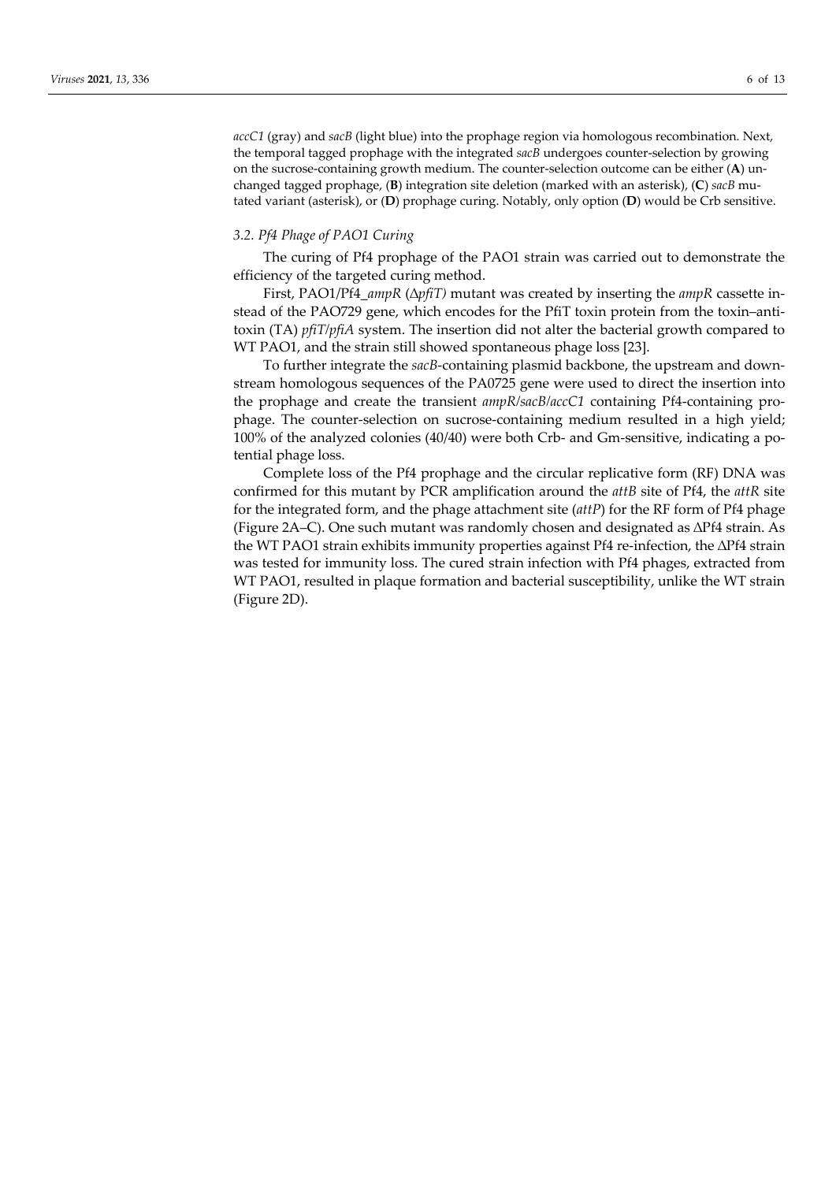*accC1* (gray) and *sacB* (light blue) into the prophage region via homologous recombination. Next, the temporal tagged prophage with the integrated *sacB* undergoes counter-selection by growing on the sucrose-containing growth medium. The counter-selection outcome can be either (**A**) unchanged tagged prophage, (**B**) integration site deletion (marked with an asterisk), (**C**) *sacB* mutated variant (asterisk), or (**D**) prophage curing. Notably, only option (**D**) would be Crb sensitive.

### 3.2. Pf4 Phage of PAO1 Curing

The curing of Pf4 prophage of the PAO1 strain was carried out to demonstrate the efficiency of the targeted curing method.

First, PAO1/Pf4_*ampR* (Δ*pfiT)* mutant was created by inserting the *ampR* cassette instead of the PAO729 gene, which encodes for the PfiT toxin protein from the toxin–antitoxin (TA) *pfiT*/*pfiA* system. The insertion did not alter the bacterial growth compared to WT PAO1, and the strain still showed spontaneous phage loss [23].

To further integrate the *sacB*-containing plasmid backbone, the upstream and downstream homologous sequences of the PA0725 gene were used to direct the insertion into the prophage and create the transient *ampR*/*sacB*/*accC1* containing Pf4-containing prophage. The counter-selection on sucrose-containing medium resulted in a high yield; 100% of the analyzed colonies (40/40) were both Crb- and Gm-sensitive, indicating a potential phage loss.

Complete loss of the Pf4 prophage and the circular replicative form (RF) DNA was confirmed for this mutant by PCR amplification around the *attB* site of Pf4, the *attR* site for the integrated form, and the phage attachment site (*attP*) for the RF form of Pf4 phage (Figure 2A–C). One such mutant was randomly chosen and designated as ΔPf4 strain. As the WT PAO1 strain exhibits immunity properties against Pf4 re-infection, the ΔPf4 strain was tested for immunity loss. The cured strain infection with Pf4 phages, extracted from WT PAO1, resulted in plaque formation and bacterial susceptibility, unlike the WT strain (Figure 2D).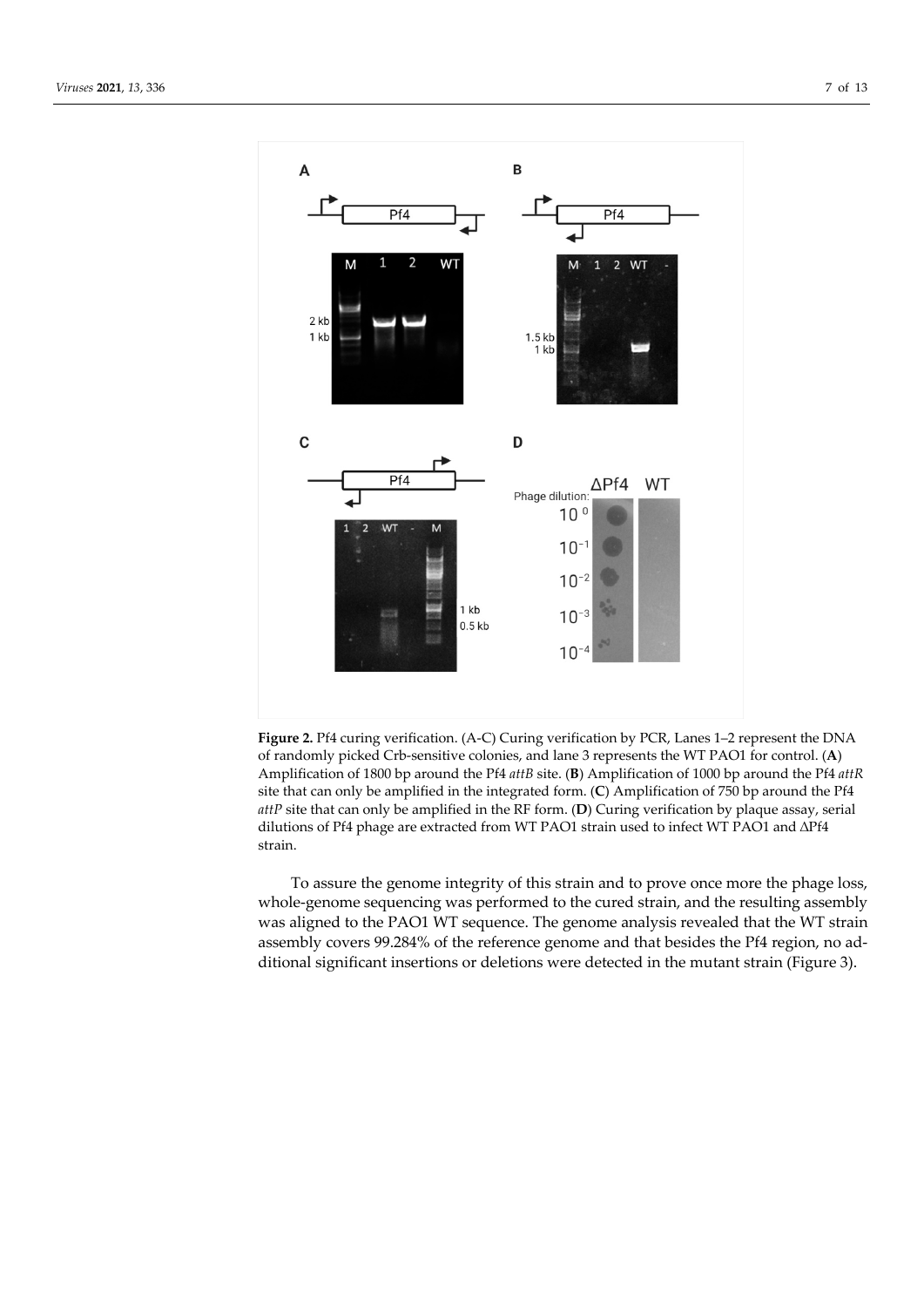**Figure 2.** Pf4 curing verification. (A-C) Curing verification by PCR, Lanes 1–2 represent the DNA of randomly picked Crb-sensitive colonies, and lane 3 represents the WT PAO1 for control. (**A**) Amplification of 1800 bp around the Pf4 *attB* site. (**B**) Amplification of 1000 bp around the Pf4 *attR* site that can only be amplified in the integrated form. (**C**) Amplification of 750 bp around the Pf4 *attP* site that can only be amplified in the RF form. (**D**) Curing verification by plaque assay, serial dilutions of Pf4 phage are extracted from WT PAO1 strain used to infect WT PAO1 and ΔPf4 strain.

To assure the genome integrity of this strain and to prove once more the phage loss, whole-genome sequencing was performed to the cured strain, and the resulting assembly was aligned to the PAO1 WT sequence. The genome analysis revealed that the WT strain assembly covers 99.284% of the reference genome and that besides the Pf4 region, no additional significant insertions or deletions were detected in the mutant strain (Figure 3).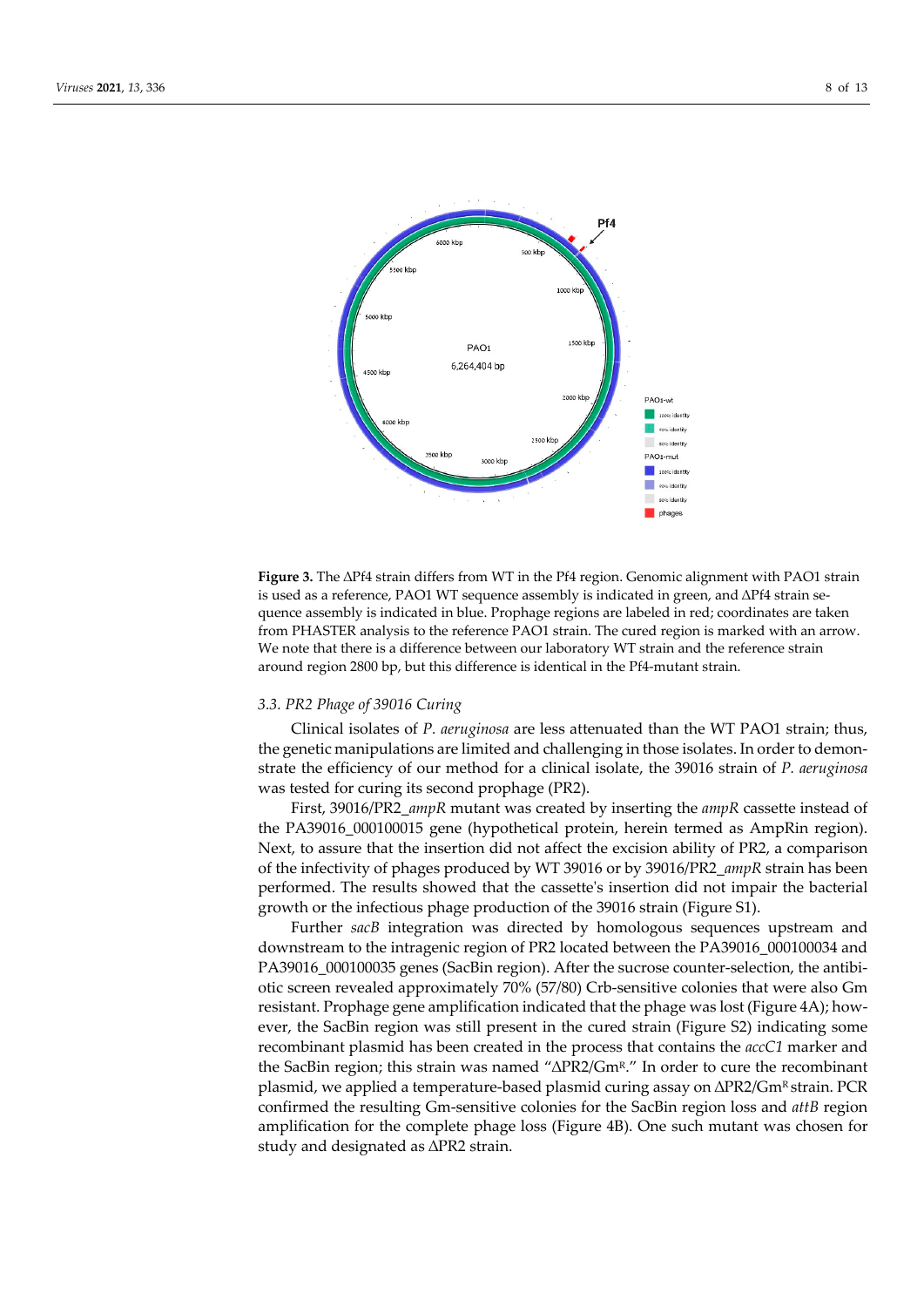**Figure 3.** The ΔPf4 strain differs from WT in the Pf4 region. Genomic alignment with PAO1 strain is used as a reference, PAO1 WT sequence assembly is indicated in green, and ΔPf4 strain sequence assembly is indicated in blue. Prophage regions are labeled in red; coordinates are taken from PHASTER analysis to the reference PAO1 strain. The cured region is marked with an arrow. We note that there is a difference between our laboratory WT strain and the reference strain around region 2800 bp, but this difference is identical in the Pf4-mutant strain.

### 3.3. PR2 Phage of 39016 Curing

Clinical isolates of *P. aeruginosa* are less attenuated than the WT PAO1 strain; thus, the genetic manipulations are limited and challenging in those isolates. In order to demonstrate the efficiency of our method for a clinical isolate, the 39016 strain of *P. aeruginosa* was tested for curing its second prophage (PR2).

First, 39016/PR2_*ampR* mutant was created by inserting the *ampR* cassette instead of the PA39016_000100015 gene (hypothetical protein, herein termed as AmpRin region). Next, to assure that the insertion did not affect the excision ability of PR2, a comparison of the infectivity of phages produced by WT 39016 or by 39016/PR2_*ampR* strain has been performed. The results showed that the cassette's insertion did not impair the bacterial growth or the infectious phage production of the 39016 strain (Figure S1).

Further *sacB* integration was directed by homologous sequences upstream and downstream to the intragenic region of PR2 located between the PA39016_000100034 and PA39016_000100035 genes (SacBin region). After the sucrose counter-selection, the antibiotic screen revealed approximately 70% (57/80) Crb-sensitive colonies that were also Gm resistant. Prophage gene amplification indicated that the phage was lost (Figure 4A); however, the SacBin region was still present in the cured strain (Figure S2) indicating some recombinant plasmid has been created in the process that contains the *accC1* marker and the SacBin region; this strain was named "ΔPR2/Gm$^R$." In order to cure the recombinant plasmid, we applied a temperature-based plasmid curing assay on ΔPR2/Gm$^R$ strain. PCR confirmed the resulting Gm-sensitive colonies for the SacBin region loss and *attB* region amplification for the complete phage loss (Figure 4B). One such mutant was chosen for study and designated as ΔPR2 strain.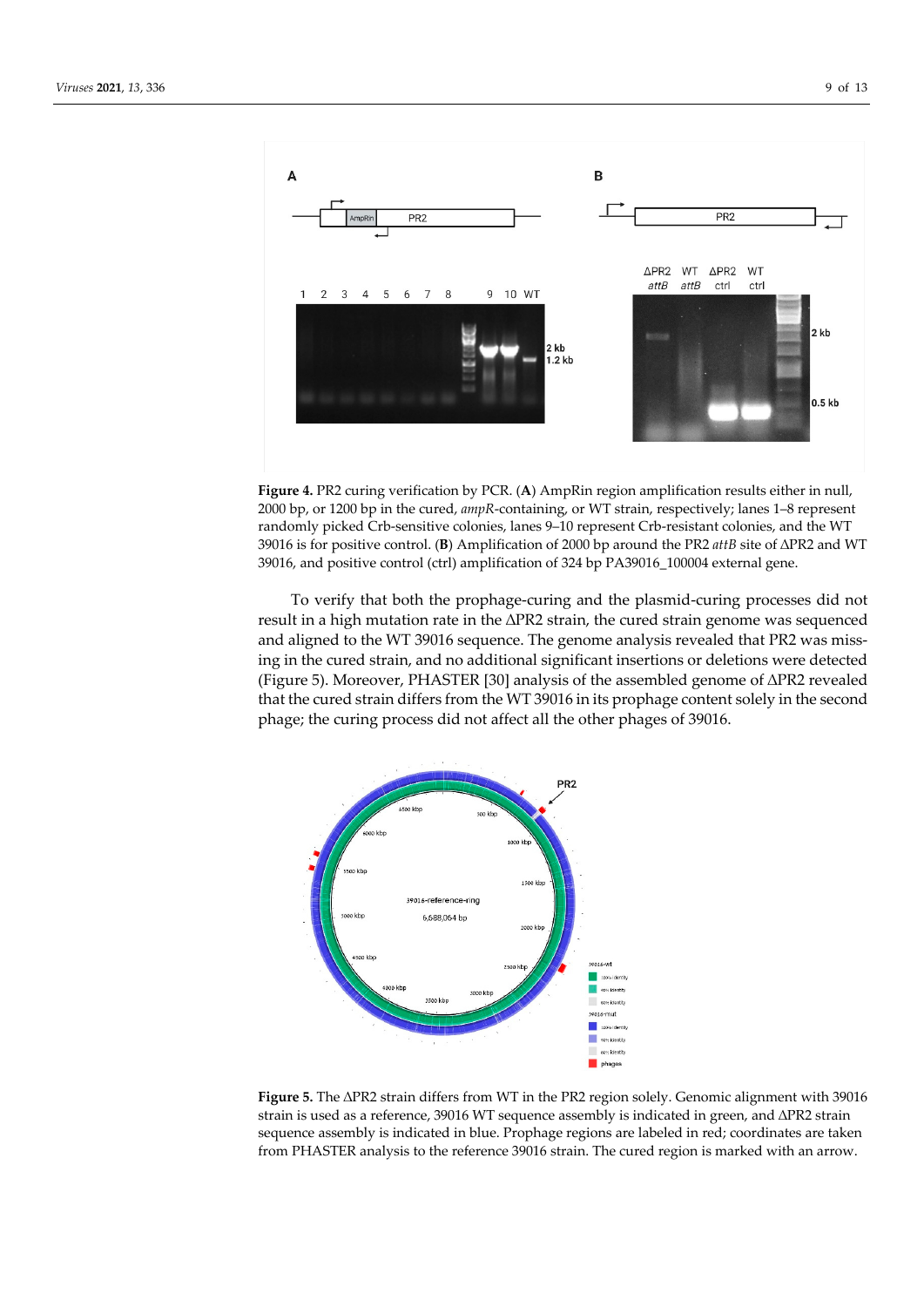**Figure 4.** PR2 curing verification by PCR. (**A**) AmpRin region amplification results either in null, 2000 bp, or 1200 bp in the cured, *ampR*-containing, or WT strain, respectively; lanes 1–8 represent randomly picked Crb-sensitive colonies, lanes 9–10 represent Crb-resistant colonies, and the WT 39016 is for positive control. (**B**) Amplification of 2000 bp around the PR2 *attB* site of ΔPR2 and WT 39016, and positive control (ctrl) amplification of 324 bp PA39016_100004 external gene.

To verify that both the prophage-curing and the plasmid-curing processes did not result in a high mutation rate in the ΔPR2 strain, the cured strain genome was sequenced and aligned to the WT 39016 sequence. The genome analysis revealed that PR2 was missing in the cured strain, and no additional significant insertions or deletions were detected (Figure 5). Moreover, PHASTER [30] analysis of the assembled genome of ΔPR2 revealed that the cured strain differs from the WT 39016 in its prophage content solely in the second phage; the curing process did not affect all the other phages of 39016.

**Figure 5.** The ΔPR2 strain differs from WT in the PR2 region solely. Genomic alignment with 39016 strain is used as a reference, 39016 WT sequence assembly is indicated in green, and ΔPR2 strain sequence assembly is indicated in blue. Prophage regions are labeled in red; coordinates are taken from PHASTER analysis to the reference 39016 strain. The cured region is marked with an arrow.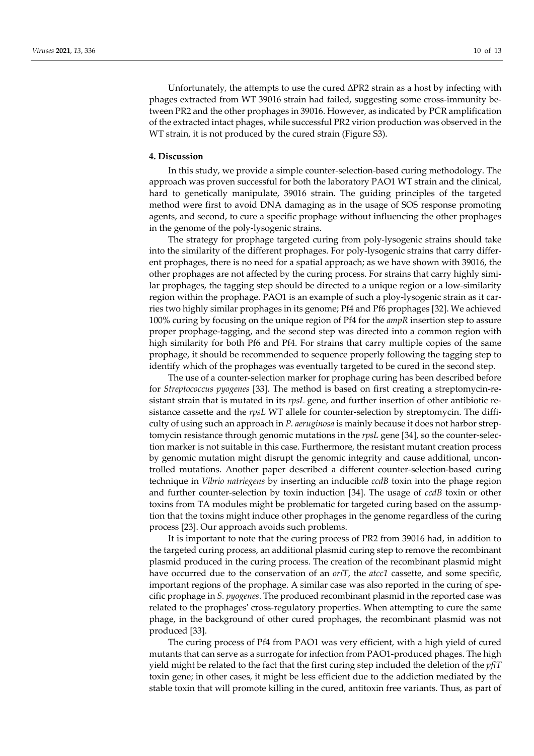Unfortunately, the attempts to use the cured ΔPR2 strain as a host by infecting with phages extracted from WT 39016 strain had failed, suggesting some cross-immunity between PR2 and the other prophages in 39016. However, as indicated by PCR amplification of the extracted intact phages, while successful PR2 virion production was observed in the WT strain, it is not produced by the cured strain (Figure S3).

## 4. Discussion

In this study, we provide a simple counter-selection-based curing methodology. The approach was proven successful for both the laboratory PAO1 WT strain and the clinical, hard to genetically manipulate, 39016 strain. The guiding principles of the targeted method were first to avoid DNA damaging as in the usage of SOS response promoting agents, and second, to cure a specific prophage without influencing the other prophages in the genome of the poly-lysogenic strains.

The strategy for prophage targeted curing from poly-lysogenic strains should take into the similarity of the different prophages. For poly-lysogenic strains that carry different prophages, there is no need for a spatial approach; as we have shown with 39016, the other prophages are not affected by the curing process. For strains that carry highly similar prophages, the tagging step should be directed to a unique region or a low-similarity region within the prophage. PAO1 is an example of such a ploy-lysogenic strain as it carries two highly similar prophages in its genome; Pf4 and Pf6 prophages [32]. We achieved 100% curing by focusing on the unique region of Pf4 for the *ampR* insertion step to assure proper prophage-tagging, and the second step was directed into a common region with high similarity for both Pf6 and Pf4. For strains that carry multiple copies of the same prophage, it should be recommended to sequence properly following the tagging step to identify which of the prophages was eventually targeted to be cured in the second step.

The use of a counter-selection marker for prophage curing has been described before for *Streptococcus pyogenes* [33]. The method is based on first creating a streptomycin-resistant strain that is mutated in its *rpsL* gene, and further insertion of other antibiotic resistance cassette and the *rpsL* WT allele for counter-selection by streptomycin. The difficulty of using such an approach in *P. aeruginosa* is mainly because it does not harbor streptomycin resistance through genomic mutations in the *rpsL* gene [34], so the counter-selection marker is not suitable in this case. Furthermore, the resistant mutant creation process by genomic mutation might disrupt the genomic integrity and cause additional, uncontrolled mutations. Another paper described a different counter-selection-based curing technique in *Vibrio natriegens* by inserting an inducible *ccdB* toxin into the phage region and further counter-selection by toxin induction [34]. The usage of *ccdB* toxin or other toxins from TA modules might be problematic for targeted curing based on the assumption that the toxins might induce other prophages in the genome regardless of the curing process [23]. Our approach avoids such problems.

It is important to note that the curing process of PR2 from 39016 had, in addition to the targeted curing process, an additional plasmid curing step to remove the recombinant plasmid produced in the curing process. The creation of the recombinant plasmid might have occurred due to the conservation of an *oriT*, the *atcc1* cassette, and some specific, important regions of the prophage. A similar case was also reported in the curing of specific prophage in *S. pyogenes*. The produced recombinant plasmid in the reported case was related to the prophages' cross-regulatory properties. When attempting to cure the same phage, in the background of other cured prophages, the recombinant plasmid was not produced [33].

The curing process of Pf4 from PAO1 was very efficient, with a high yield of cured mutants that can serve as a surrogate for infection from PAO1-produced phages. The high yield might be related to the fact that the first curing step included the deletion of the *pfiT* toxin gene; in other cases, it might be less efficient due to the addiction mediated by the stable toxin that will promote killing in the cured, antitoxin free variants. Thus, as part of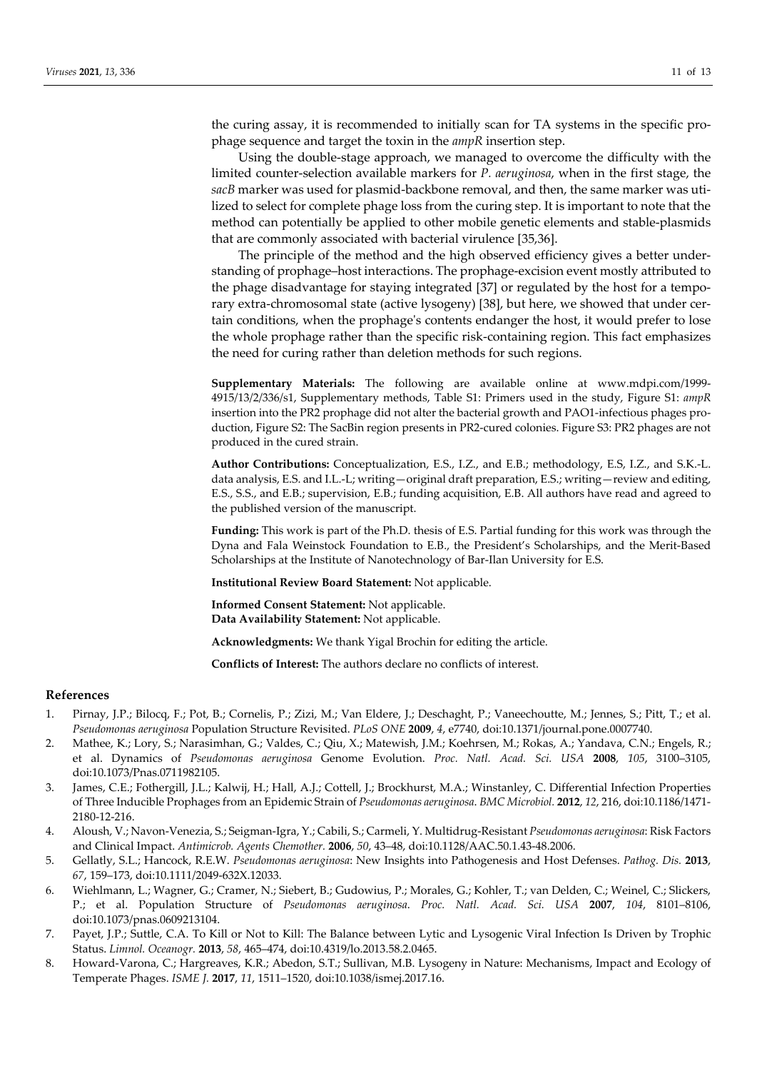the curing assay, it is recommended to initially scan for TA systems in the specific prophage sequence and target the toxin in the *ampR* insertion step.

Using the double-stage approach, we managed to overcome the difficulty with the limited counter-selection available markers for *P. aeruginosa*, when in the first stage, the *sacB* marker was used for plasmid-backbone removal, and then, the same marker was utilized to select for complete phage loss from the curing step. It is important to note that the method can potentially be applied to other mobile genetic elements and stable-plasmids that are commonly associated with bacterial virulence [35,36].

The principle of the method and the high observed efficiency gives a better understanding of prophage–host interactions. The prophage-excision event mostly attributed to the phage disadvantage for staying integrated [37] or regulated by the host for a temporary extra-chromosomal state (active lysogeny) [38], but here, we showed that under certain conditions, when the prophage's contents endanger the host, it would prefer to lose the whole prophage rather than the specific risk-containing region. This fact emphasizes the need for curing rather than deletion methods for such regions.

**Supplementary Materials:** The following are available online at www.mdpi.com/1999-4915/13/2/336/s1, Supplementary methods, Table S1: Primers used in the study, Figure S1: *ampR* insertion into the PR2 prophage did not alter the bacterial growth and PAO1-infectious phages production, Figure S2: The SacBin region presents in PR2-cured colonies. Figure S3: PR2 phages are not produced in the cured strain.

**Author Contributions:** Conceptualization, E.S., I.Z., and E.B.; methodology, E.S, I.Z., and S.K.-L. data analysis, E.S. and I.L.-L; writing—original draft preparation, E.S.; writing—review and editing, E.S., S.S., and E.B.; supervision, E.B.; funding acquisition, E.B. All authors have read and agreed to the published version of the manuscript.

**Funding:** This work is part of the Ph.D. thesis of E.S. Partial funding for this work was through the Dyna and Fala Weinstock Foundation to E.B., the President's Scholarships, and the Merit-Based Scholarships at the Institute of Nanotechnology of Bar-Ilan University for E.S.

**Institutional Review Board Statement:** Not applicable.

**Informed Consent Statement:** Not applicable.
**Data Availability Statement:** Not applicable.

**Acknowledgments:** We thank Yigal Brochin for editing the article.

**Conflicts of Interest:** The authors declare no conflicts of interest.

## References

1. Pirnay, J.P.; Bilocq, F.; Pot, B.; Cornelis, P.; Zizi, M.; Van Eldere, J.; Deschaght, P.; Vaneechoutte, M.; Jennes, S.; Pitt, T.; et al. *Pseudomonas aeruginosa* Population Structure Revisited. *PLoS ONE* **2009**, *4*, e7740, doi:10.1371/journal.pone.0007740.
2. Mathee, K.; Lory, S.; Narasimhan, G.; Valdes, C.; Qiu, X.; Matewish, J.M.; Koehrsen, M.; Rokas, A.; Yandava, C.N.; Engels, R.; et al. Dynamics of *Pseudomonas aeruginosa* Genome Evolution. *Proc. Natl. Acad. Sci. USA* **2008**, *105*, 3100–3105, doi:10.1073/Pnas.0711982105.
3. James, C.E.; Fothergill, J.L.; Kalwij, H.; Hall, A.J.; Cottell, J.; Brockhurst, M.A.; Winstanley, C. Differential Infection Properties of Three Inducible Prophages from an Epidemic Strain of *Pseudomonas aeruginosa*. *BMC Microbiol.* **2012**, *12*, 216, doi:10.1186/1471-2180-12-216.
4. Aloush, V.; Navon-Venezia, S.; Seigman-Igra, Y.; Cabili, S.; Carmeli, Y. Multidrug-Resistant *Pseudomonas aeruginosa*: Risk Factors and Clinical Impact. *Antimicrob. Agents Chemother.* **2006**, *50*, 43–48, doi:10.1128/AAC.50.1.43-48.2006.
5. Gellatly, S.L.; Hancock, R.E.W. *Pseudomonas aeruginosa*: New Insights into Pathogenesis and Host Defenses. *Pathog. Dis.* **2013**, *67*, 159–173, doi:10.1111/2049-632X.12033.
6. Wiehlmann, L.; Wagner, G.; Cramer, N.; Siebert, B.; Gudowius, P.; Morales, G.; Kohler, T.; van Delden, C.; Weinel, C.; Slickers, P.; et al. Population Structure of *Pseudomonas aeruginosa*. *Proc. Natl. Acad. Sci. USA* **2007**, *104*, 8101–8106, doi:10.1073/pnas.0609213104.
7. Payet, J.P.; Suttle, C.A. To Kill or Not to Kill: The Balance between Lytic and Lysogenic Viral Infection Is Driven by Trophic Status. *Limnol. Oceanogr.* **2013**, *58*, 465–474, doi:10.4319/lo.2013.58.2.0465.
8. Howard-Varona, C.; Hargreaves, K.R.; Abedon, S.T.; Sullivan, M.B. Lysogeny in Nature: Mechanisms, Impact and Ecology of Temperate Phages. *ISME J.* **2017**, *11*, 1511–1520, doi:10.1038/ismej.2017.16.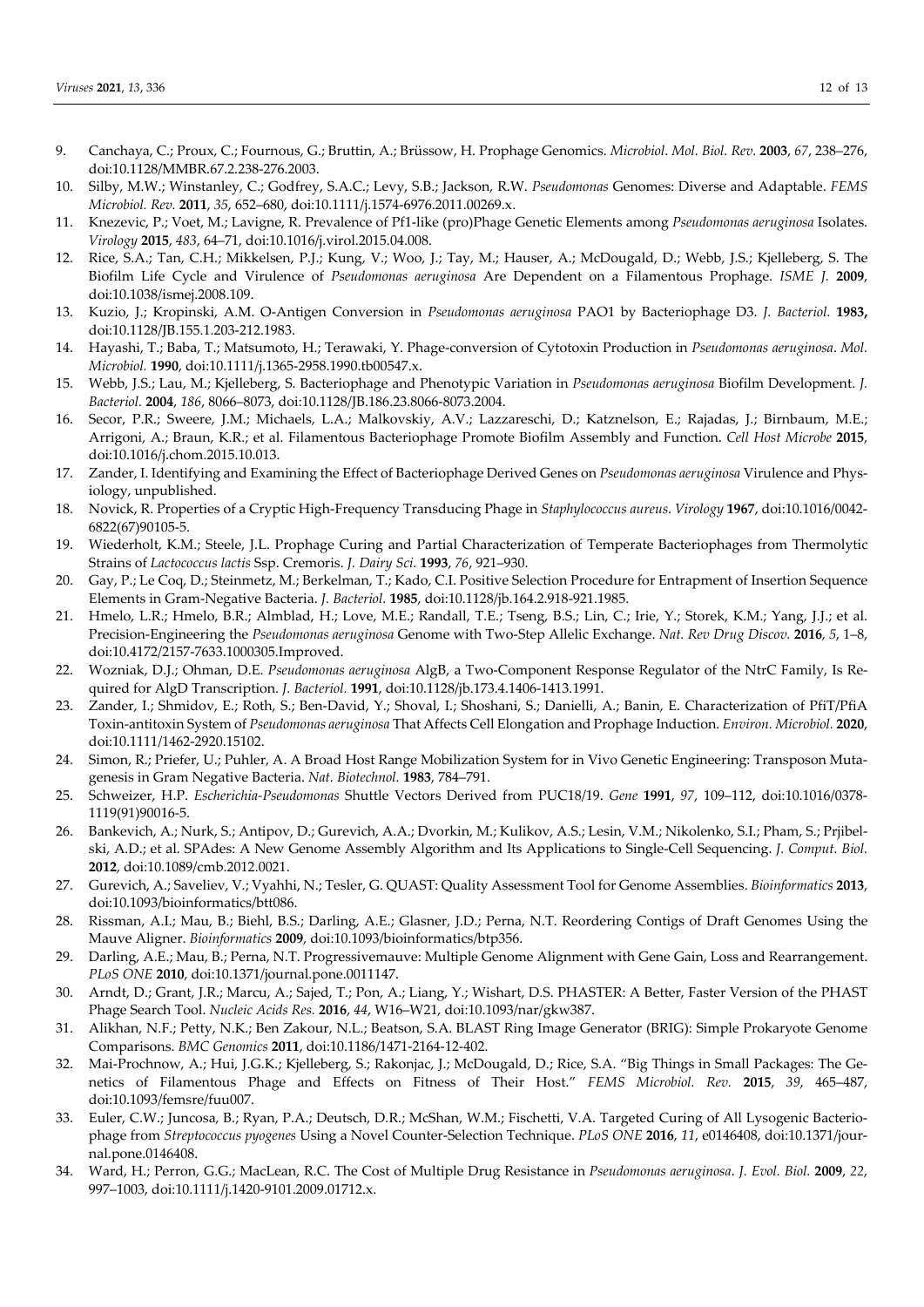9. Canchaya, C.; Proux, C.; Fournous, G.; Bruttin, A.; Brüssow, H. Prophage Genomics. *Microbiol. Mol. Biol. Rev.* **2003**, *67*, 238–276, doi:10.1128/MMBR.67.2.238-276.2003.
10. Silby, M.W.; Winstanley, C.; Godfrey, S.A.C.; Levy, S.B.; Jackson, R.W. *Pseudomonas* Genomes: Diverse and Adaptable. *FEMS Microbiol. Rev.* **2011**, *35*, 652–680, doi:10.1111/j.1574-6976.2011.00269.x.
11. Knezevic, P.; Voet, M.; Lavigne, R. Prevalence of Pf1-like (pro)Phage Genetic Elements among *Pseudomonas aeruginosa* Isolates. *Virology* **2015**, *483*, 64–71, doi:10.1016/j.virol.2015.04.008.
12. Rice, S.A.; Tan, C.H.; Mikkelsen, P.J.; Kung, V.; Woo, J.; Tay, M.; Hauser, A.; McDougald, D.; Webb, J.S.; Kjelleberg, S. The Biofilm Life Cycle and Virulence of *Pseudomonas aeruginosa* Are Dependent on a Filamentous Prophage. *ISME J.* **2009**, doi:10.1038/ismej.2008.109.
13. Kuzio, J.; Kropinski, A.M. O-Antigen Conversion in *Pseudomonas aeruginosa* PAO1 by Bacteriophage D3. *J. Bacteriol.* **1983,** doi:10.1128/JB.155.1.203-212.1983.
14. Hayashi, T.; Baba, T.; Matsumoto, H.; Terawaki, Y. Phage-conversion of Cytotoxin Production in *Pseudomonas aeruginosa*. *Mol. Microbiol.* **1990**, doi:10.1111/j.1365-2958.1990.tb00547.x.
15. Webb, J.S.; Lau, M.; Kjelleberg, S. Bacteriophage and Phenotypic Variation in *Pseudomonas aeruginosa* Biofilm Development. *J. Bacteriol.* **2004**, *186*, 8066–8073, doi:10.1128/JB.186.23.8066-8073.2004.
16. Secor, P.R.; Sweere, J.M.; Michaels, L.A.; Malkovskiy, A.V.; Lazzareschi, D.; Katznelson, E.; Rajadas, J.; Birnbaum, M.E.; Arrigoni, A.; Braun, K.R.; et al. Filamentous Bacteriophage Promote Biofilm Assembly and Function. *Cell Host Microbe* **2015**, doi:10.1016/j.chom.2015.10.013.
17. Zander, I. Identifying and Examining the Effect of Bacteriophage Derived Genes on *Pseudomonas aeruginosa* Virulence and Physiology, unpublished.
18. Novick, R. Properties of a Cryptic High-Frequency Transducing Phage in *Staphylococcus aureus*. *Virology* **1967**, doi:10.1016/0042-6822(67)90105-5.
19. Wiederholt, K.M.; Steele, J.L. Prophage Curing and Partial Characterization of Temperate Bacteriophages from Thermolytic Strains of *Lactococcus lactis* Ssp. Cremoris. *J. Dairy Sci.* **1993**, *76*, 921–930.
20. Gay, P.; Le Coq, D.; Steinmetz, M.; Berkelman, T.; Kado, C.I. Positive Selection Procedure for Entrapment of Insertion Sequence Elements in Gram-Negative Bacteria. *J. Bacteriol.* **1985**, doi:10.1128/jb.164.2.918-921.1985.
21. Hmelo, L.R.; Hmelo, B.R.; Almblad, H.; Love, M.E.; Randall, T.E.; Tseng, B.S.; Lin, C.; Irie, Y.; Storek, K.M.; Yang, J.J.; et al. Precision-Engineering the *Pseudomonas aeruginosa* Genome with Two-Step Allelic Exchange. *Nat. Rev Drug Discov.* **2016**, *5*, 1–8, doi:10.4172/2157-7633.1000305.Improved.
22. Wozniak, D.J.; Ohman, D.E. *Pseudomonas aeruginosa* AlgB, a Two-Component Response Regulator of the NtrC Family, Is Required for AlgD Transcription. *J. Bacteriol.* **1991**, doi:10.1128/jb.173.4.1406-1413.1991.
23. Zander, I.; Shmidov, E.; Roth, S.; Ben-David, Y.; Shoval, I.; Shoshani, S.; Danielli, A.; Banin, E. Characterization of PfiT/PfiA Toxin-antitoxin System of *Pseudomonas aeruginosa* That Affects Cell Elongation and Prophage Induction. *Environ. Microbiol.* **2020**, doi:10.1111/1462-2920.15102.
24. Simon, R.; Priefer, U.; Puhler, A. A Broad Host Range Mobilization System for in Vivo Genetic Engineering: Transposon Mutagenesis in Gram Negative Bacteria. *Nat. Biotechnol.* **1983**, 784–791.
25. Schweizer, H.P. *Escherichia-Pseudomonas* Shuttle Vectors Derived from PUC18/19. *Gene* **1991**, *97*, 109–112, doi:10.1016/0378-1119(91)90016-5.
26. Bankevich, A.; Nurk, S.; Antipov, D.; Gurevich, A.A.; Dvorkin, M.; Kulikov, A.S.; Lesin, V.M.; Nikolenko, S.I.; Pham, S.; Prjibelski, A.D.; et al. SPAdes: A New Genome Assembly Algorithm and Its Applications to Single-Cell Sequencing. *J. Comput. Biol.* **2012**, doi:10.1089/cmb.2012.0021.
27. Gurevich, A.; Saveliev, V.; Vyahhi, N.; Tesler, G. QUAST: Quality Assessment Tool for Genome Assemblies. *Bioinformatics* **2013**, doi:10.1093/bioinformatics/btt086.
28. Rissman, A.I.; Mau, B.; Biehl, B.S.; Darling, A.E.; Glasner, J.D.; Perna, N.T. Reordering Contigs of Draft Genomes Using the Mauve Aligner. *Bioinformatics* **2009**, doi:10.1093/bioinformatics/btp356.
29. Darling, A.E.; Mau, B.; Perna, N.T. Progressivemauve: Multiple Genome Alignment with Gene Gain, Loss and Rearrangement. *PLoS ONE* **2010**, doi:10.1371/journal.pone.0011147.
30. Arndt, D.; Grant, J.R.; Marcu, A.; Sajed, T.; Pon, A.; Liang, Y.; Wishart, D.S. PHASTER: A Better, Faster Version of the PHAST Phage Search Tool. *Nucleic Acids Res.* **2016**, *44*, W16–W21, doi:10.1093/nar/gkw387.
31. Alikhan, N.F.; Petty, N.K.; Ben Zakour, N.L.; Beatson, S.A. BLAST Ring Image Generator (BRIG): Simple Prokaryote Genome Comparisons. *BMC Genomics* **2011**, doi:10.1186/1471-2164-12-402.
32. Mai-Prochnow, A.; Hui, J.G.K.; Kjelleberg, S.; Rakonjac, J.; McDougald, D.; Rice, S.A. "Big Things in Small Packages: The Genetics of Filamentous Phage and Effects on Fitness of Their Host." *FEMS Microbiol. Rev.* **2015**, *39*, 465–487, doi:10.1093/femsre/fuu007.
33. Euler, C.W.; Juncosa, B.; Ryan, P.A.; Deutsch, D.R.; McShan, W.M.; Fischetti, V.A. Targeted Curing of All Lysogenic Bacteriophage from *Streptococcus pyogenes* Using a Novel Counter-Selection Technique. *PLoS ONE* **2016**, *11*, e0146408, doi:10.1371/journal.pone.0146408.
34. Ward, H.; Perron, G.G.; MacLean, R.C. The Cost of Multiple Drug Resistance in *Pseudomonas aeruginosa*. *J. Evol. Biol.* **2009**, *22*, 997–1003, doi:10.1111/j.1420-9101.2009.01712.x.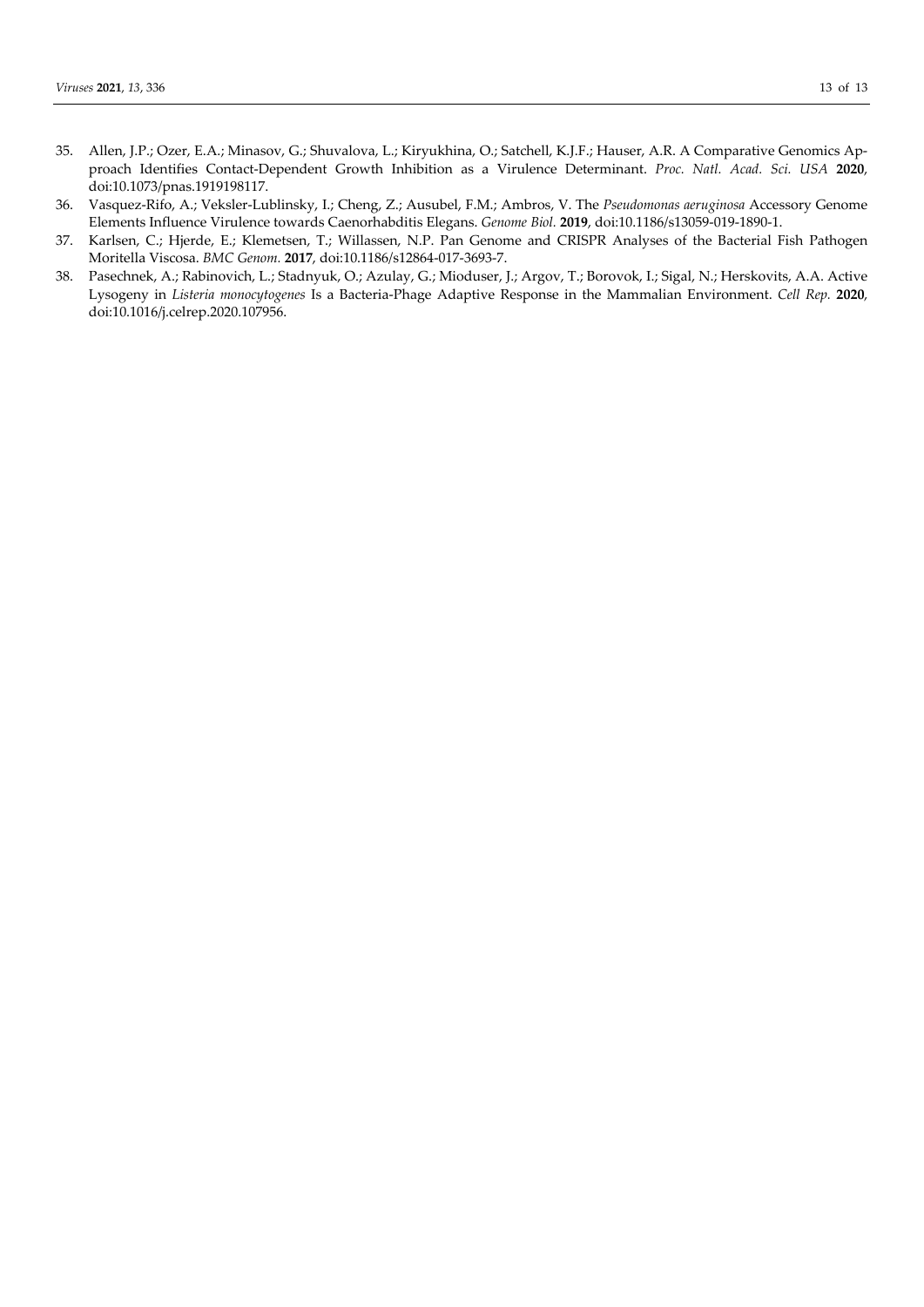35. Allen, J.P.; Ozer, E.A.; Minasov, G.; Shuvalova, L.; Kiryukhina, O.; Satchell, K.J.F.; Hauser, A.R. A Comparative Genomics Approach Identifies Contact-Dependent Growth Inhibition as a Virulence Determinant. *Proc. Natl. Acad. Sci. USA* **2020**, doi:10.1073/pnas.1919198117.
36. Vasquez-Rifo, A.; Veksler-Lublinsky, I.; Cheng, Z.; Ausubel, F.M.; Ambros, V. The *Pseudomonas aeruginosa* Accessory Genome Elements Influence Virulence towards Caenorhabditis Elegans. *Genome Biol.* **2019**, doi:10.1186/s13059-019-1890-1.
37. Karlsen, C.; Hjerde, E.; Klemetsen, T.; Willassen, N.P. Pan Genome and CRISPR Analyses of the Bacterial Fish Pathogen Moritella Viscosa. *BMC Genom.* **2017**, doi:10.1186/s12864-017-3693-7.
38. Pasechnek, A.; Rabinovich, L.; Stadnyuk, O.; Azulay, G.; Mioduser, J.; Argov, T.; Borovok, I.; Sigal, N.; Herskovits, A.A. Active Lysogeny in *Listeria monocytogenes* Is a Bacteria-Phage Adaptive Response in the Mammalian Environment. *Cell Rep.* **2020**, doi:10.1016/j.celrep.2020.107956.